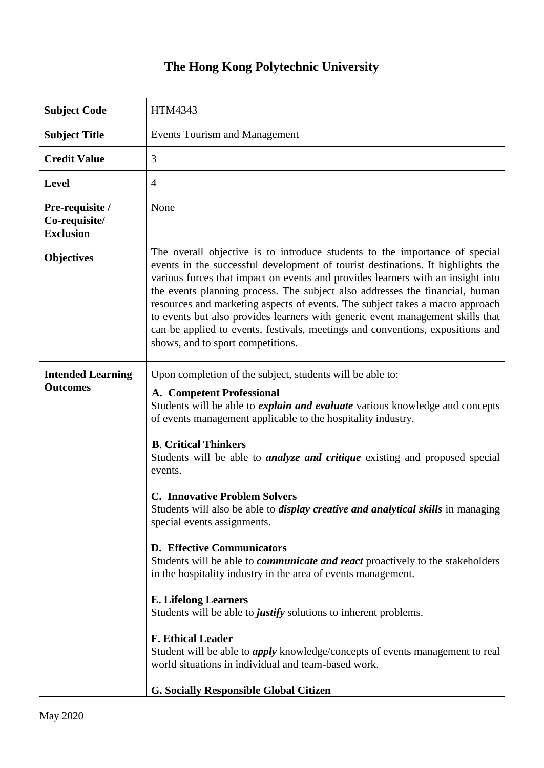# The Hong Kong Polytechnic University

| **Subject Code** | HTM4343 |
|---|---|
| **Subject Title** | Events Tourism and Management |
| **Credit Value** | 3 |
| **Level** | 4 |
| **Pre-requisite / Co-requisite/ Exclusion** | None |
| **Objectives** | The overall objective is to introduce students to the importance of special events in the successful development of tourist destinations. It highlights the various forces that impact on events and provides learners with an insight into the events planning process. The subject also addresses the financial, human resources and marketing aspects of events. The subject takes a macro approach to events but also provides learners with generic event management skills that can be applied to events, festivals, meetings and conventions, expositions and shows, and to sport competitions. |
| **Intended Learning Outcomes** | Upon completion of the subject, students will be able to:<br><br>**A. Competent Professional**<br>Students will be able to ***explain and evaluate*** various knowledge and concepts of events management applicable to the hospitality industry.<br><br>**B**. **Critical Thinkers**<br>Students will be able to ***analyze and critique*** existing and proposed special events.<br><br>**C. Innovative Problem Solvers**<br>Students will also be able to ***display creative and analytical skills*** in managing special events assignments.<br><br>**D. Effective Communicators**<br>Students will be able to ***communicate and react*** proactively to the stakeholders in the hospitality industry in the area of events management.<br><br>**E. Lifelong Learners**<br>Students will be able to ***justify*** solutions to inherent problems.<br><br>**F. Ethical Leader**<br>Student will be able to ***apply*** knowledge/concepts of events management to real world situations in individual and team-based work.<br><br>**G. Socially Responsible Global Citizen** |

May 2020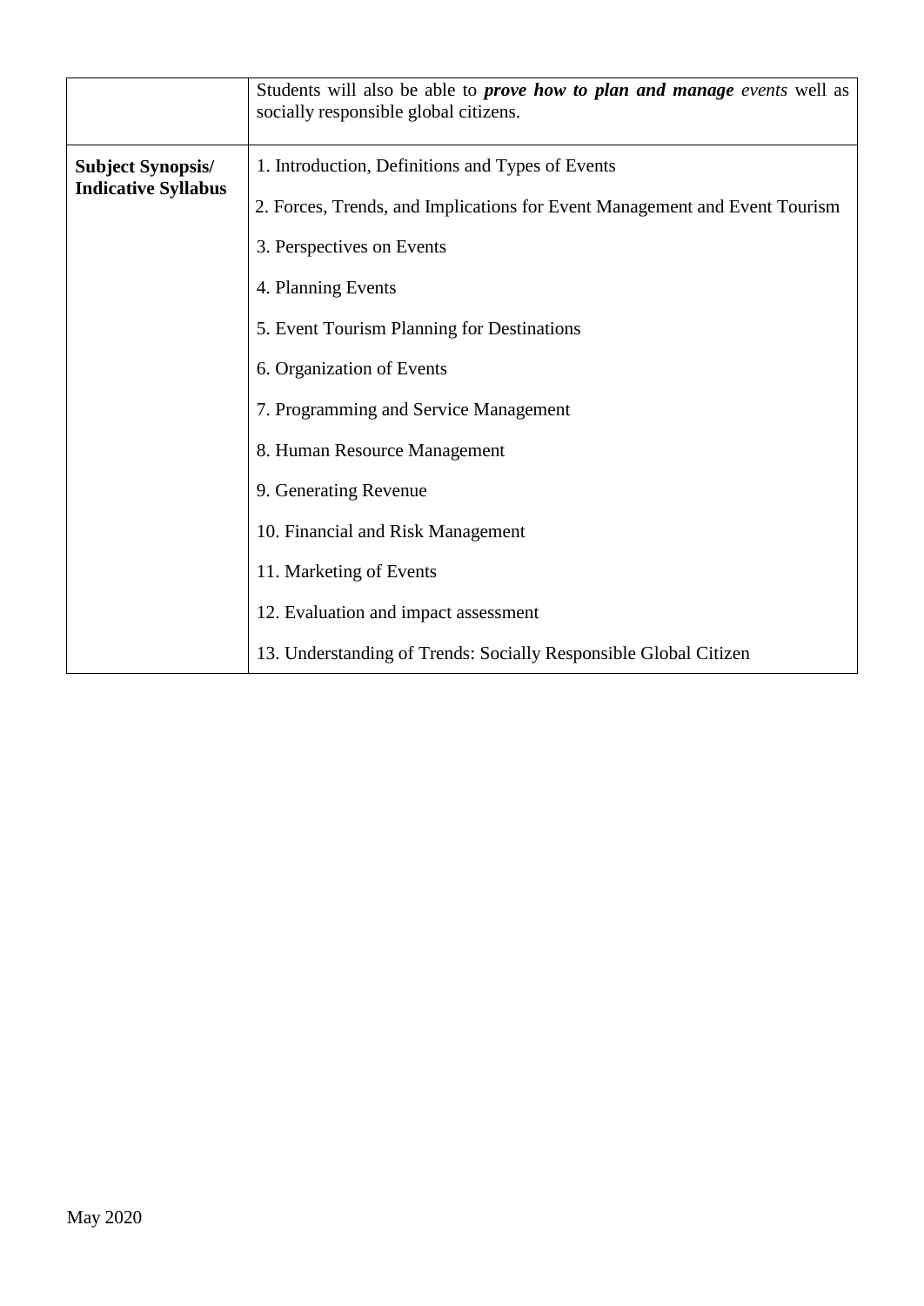| | |
|---|---|
| | Students will also be able to ***prove how to plan and manage*** *events* well as socially responsible global citizens. |
| **Subject Synopsis/ Indicative Syllabus** | 1. Introduction, Definitions and Types of Events<br>2. Forces, Trends, and Implications for Event Management and Event Tourism<br>3. Perspectives on Events<br>4. Planning Events<br>5. Event Tourism Planning for Destinations<br>6. Organization of Events<br>7. Programming and Service Management<br>8. Human Resource Management<br>9. Generating Revenue<br>10. Financial and Risk Management<br>11. Marketing of Events<br>12. Evaluation and impact assessment<br>13. Understanding of Trends: Socially Responsible Global Citizen |

May 2020